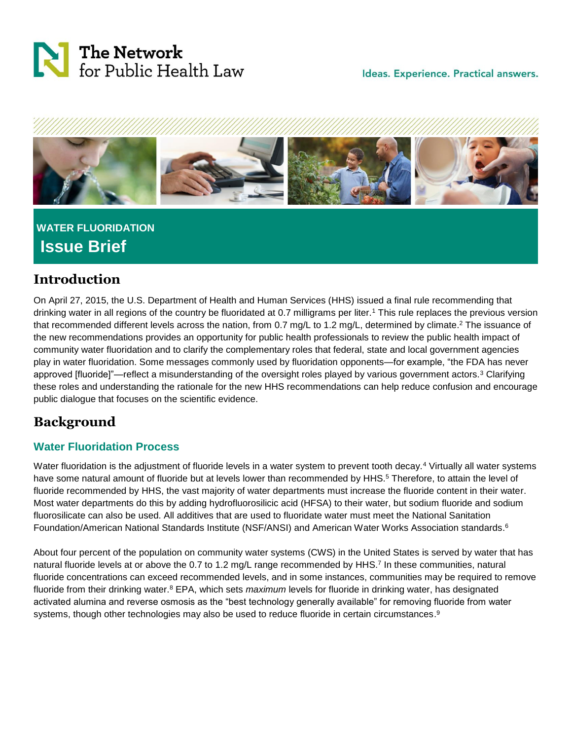The Network for Public Health Law

Ideas. Experience. Practical answers.

**WATER FLUORIDATION**

# Issue Brief

## Introduction

On April 27, 2015, the U.S. Department of Health and Human Services (HHS) issued a final rule recommending that drinking water in all regions of the country be fluoridated at 0.7 milligrams per liter.[1] This rule replaces the previous version that recommended different levels across the nation, from 0.7 mg/L to 1.2 mg/L, determined by climate.[2] The issuance of the new recommendations provides an opportunity for public health professionals to review the public health impact of community water fluoridation and to clarify the complementary roles that federal, state and local government agencies play in water fluoridation. Some messages commonly used by fluoridation opponents—for example, "the FDA has never approved [fluoride]"—reflect a misunderstanding of the oversight roles played by various government actors.[3] Clarifying these roles and understanding the rationale for the new HHS recommendations can help reduce confusion and encourage public dialogue that focuses on the scientific evidence.

## Background

### Water Fluoridation Process

Water fluoridation is the adjustment of fluoride levels in a water system to prevent tooth decay.[4] Virtually all water systems have some natural amount of fluoride but at levels lower than recommended by HHS.[5] Therefore, to attain the level of fluoride recommended by HHS, the vast majority of water departments must increase the fluoride content in their water. Most water departments do this by adding hydrofluorosilicic acid (HFSA) to their water, but sodium fluoride and sodium fluorosilicate can also be used. All additives that are used to fluoridate water must meet the National Sanitation Foundation/American National Standards Institute (NSF/ANSI) and American Water Works Association standards.[6]

About four percent of the population on community water systems (CWS) in the United States is served by water that has natural fluoride levels at or above the 0.7 to 1.2 mg/L range recommended by HHS.[7] In these communities, natural fluoride concentrations can exceed recommended levels, and in some instances, communities may be required to remove fluoride from their drinking water.[8] EPA, which sets *maximum* levels for fluoride in drinking water, has designated activated alumina and reverse osmosis as the "best technology generally available" for removing fluoride from water systems, though other technologies may also be used to reduce fluoride in certain circumstances.[9]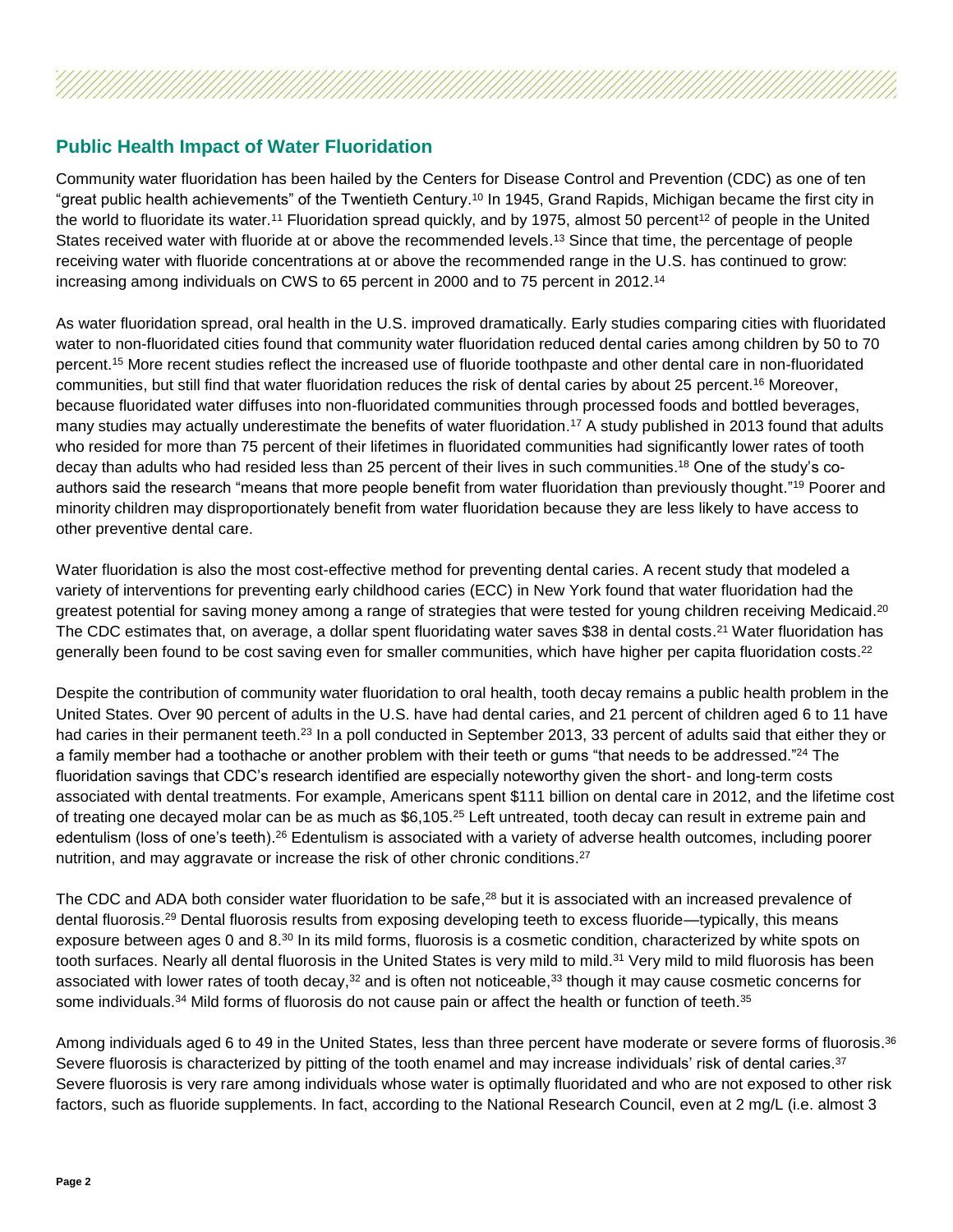## Public Health Impact of Water Fluoridation

Community water fluoridation has been hailed by the Centers for Disease Control and Prevention (CDC) as one of ten "great public health achievements" of the Twentieth Century.[10] In 1945, Grand Rapids, Michigan became the first city in the world to fluoridate its water.[11] Fluoridation spread quickly, and by 1975, almost 50 percent[12] of people in the United States received water with fluoride at or above the recommended levels.[13] Since that time, the percentage of people receiving water with fluoride concentrations at or above the recommended range in the U.S. has continued to grow: increasing among individuals on CWS to 65 percent in 2000 and to 75 percent in 2012.[14]

As water fluoridation spread, oral health in the U.S. improved dramatically. Early studies comparing cities with fluoridated water to non-fluoridated cities found that community water fluoridation reduced dental caries among children by 50 to 70 percent.[15] More recent studies reflect the increased use of fluoride toothpaste and other dental care in non-fluoridated communities, but still find that water fluoridation reduces the risk of dental caries by about 25 percent.[16] Moreover, because fluoridated water diffuses into non-fluoridated communities through processed foods and bottled beverages, many studies may actually underestimate the benefits of water fluoridation.[17] A study published in 2013 found that adults who resided for more than 75 percent of their lifetimes in fluoridated communities had significantly lower rates of tooth decay than adults who had resided less than 25 percent of their lives in such communities.[18] One of the study's co-authors said the research "means that more people benefit from water fluoridation than previously thought."[19] Poorer and minority children may disproportionately benefit from water fluoridation because they are less likely to have access to other preventive dental care.

Water fluoridation is also the most cost-effective method for preventing dental caries. A recent study that modeled a variety of interventions for preventing early childhood caries (ECC) in New York found that water fluoridation had the greatest potential for saving money among a range of strategies that were tested for young children receiving Medicaid.[20] The CDC estimates that, on average, a dollar spent fluoridating water saves $38 in dental costs.[21] Water fluoridation has generally been found to be cost saving even for smaller communities, which have higher per capita fluoridation costs.[22]

Despite the contribution of community water fluoridation to oral health, tooth decay remains a public health problem in the United States. Over 90 percent of adults in the U.S. have had dental caries, and 21 percent of children aged 6 to 11 have had caries in their permanent teeth.[23] In a poll conducted in September 2013, 33 percent of adults said that either they or a family member had a toothache or another problem with their teeth or gums "that needs to be addressed."[24] The fluoridation savings that CDC's research identified are especially noteworthy given the short- and long-term costs associated with dental treatments. For example, Americans spent $111 billion on dental care in 2012, and the lifetime cost of treating one decayed molar can be as much as $6,105.[25] Left untreated, tooth decay can result in extreme pain and edentulism (loss of one's teeth).[26] Edentulism is associated with a variety of adverse health outcomes, including poorer nutrition, and may aggravate or increase the risk of other chronic conditions.[27]

The CDC and ADA both consider water fluoridation to be safe,[28] but it is associated with an increased prevalence of dental fluorosis.[29] Dental fluorosis results from exposing developing teeth to excess fluoride—typically, this means exposure between ages 0 and 8.[30] In its mild forms, fluorosis is a cosmetic condition, characterized by white spots on tooth surfaces. Nearly all dental fluorosis in the United States is very mild to mild.[31] Very mild to mild fluorosis has been associated with lower rates of tooth decay,[32] and is often not noticeable,[33] though it may cause cosmetic concerns for some individuals.[34] Mild forms of fluorosis do not cause pain or affect the health or function of teeth.[35]

Among individuals aged 6 to 49 in the United States, less than three percent have moderate or severe forms of fluorosis.[36] Severe fluorosis is characterized by pitting of the tooth enamel and may increase individuals' risk of dental caries.[37] Severe fluorosis is very rare among individuals whose water is optimally fluoridated and who are not exposed to other risk factors, such as fluoride supplements. In fact, according to the National Research Council, even at 2 mg/L (i.e. almost 3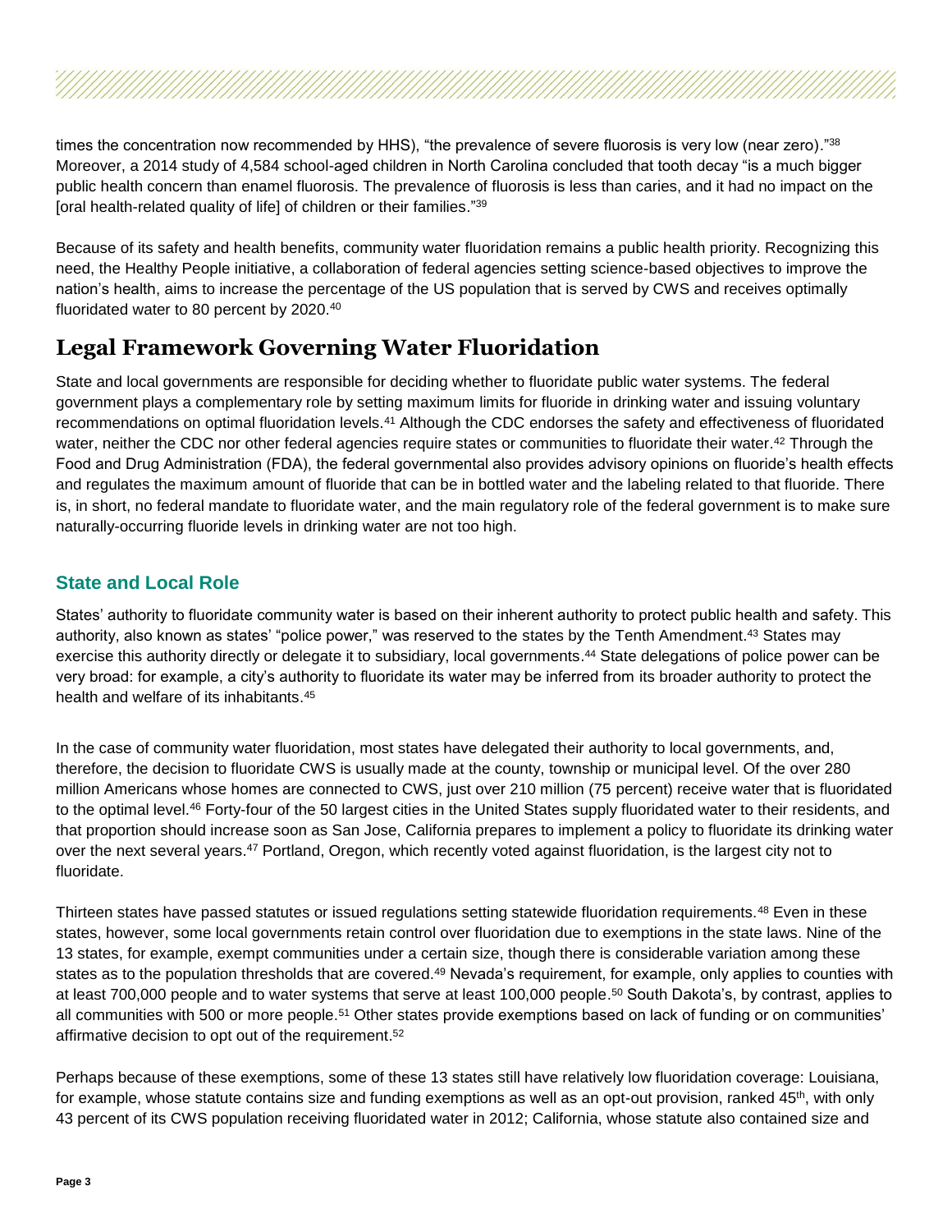times the concentration now recommended by HHS), "the prevalence of severe fluorosis is very low (near zero)."[38] Moreover, a 2014 study of 4,584 school-aged children in North Carolina concluded that tooth decay "is a much bigger public health concern than enamel fluorosis. The prevalence of fluorosis is less than caries, and it had no impact on the [oral health-related quality of life] of children or their families."[39]

Because of its safety and health benefits, community water fluoridation remains a public health priority. Recognizing this need, the Healthy People initiative, a collaboration of federal agencies setting science-based objectives to improve the nation's health, aims to increase the percentage of the US population that is served by CWS and receives optimally fluoridated water to 80 percent by 2020.[40]

## Legal Framework Governing Water Fluoridation

State and local governments are responsible for deciding whether to fluoridate public water systems. The federal government plays a complementary role by setting maximum limits for fluoride in drinking water and issuing voluntary recommendations on optimal fluoridation levels.[41] Although the CDC endorses the safety and effectiveness of fluoridated water, neither the CDC nor other federal agencies require states or communities to fluoridate their water.[42] Through the Food and Drug Administration (FDA), the federal government also provides advisory opinions on fluoride's health effects and regulates the maximum amount of fluoride that can be in bottled water and the labeling related to that fluoride. There is, in short, no federal mandate to fluoridate water, and the main regulatory role of the federal government is to make sure naturally-occurring fluoride levels in drinking water are not too high.

### State and Local Role

States' authority to fluoridate community water is based on their inherent authority to protect public health and safety. This authority, also known as states' "police power," was reserved to the states by the Tenth Amendment.[43] States may exercise this authority directly or delegate it to subsidiary, local governments.[44] State delegations of police power can be very broad: for example, a city's authority to fluoridate its water may be inferred from its broader authority to protect the health and welfare of its inhabitants.[45]

In the case of community water fluoridation, most states have delegated their authority to local governments, and, therefore, the decision to fluoridate CWS is usually made at the county, township or municipal level. Of the over 280 million Americans whose homes are connected to CWS, just over 210 million (75 percent) receive water that is fluoridated to the optimal level.[46] Forty-four of the 50 largest cities in the United States supply fluoridated water to their residents, and that proportion should increase soon as San Jose, California prepares to implement a policy to fluoridate its drinking water over the next several years.[47] Portland, Oregon, which recently voted against fluoridation, is the largest city not to fluoridate.

Thirteen states have passed statutes or issued regulations setting statewide fluoridation requirements.[48] Even in these states, however, some local governments retain control over fluoridation due to exemptions in the state laws. Nine of the 13 states, for example, exempt communities under a certain size, though there is considerable variation among these states as to the population thresholds that are covered.[49] Nevada's requirement, for example, only applies to counties with at least 700,000 people and to water systems that serve at least 100,000 people.[50] South Dakota's, by contrast, applies to all communities with 500 or more people.[51] Other states provide exemptions based on lack of funding or on communities' affirmative decision to opt out of the requirement.[52]

Perhaps because of these exemptions, some of these 13 states still have relatively low fluoridation coverage: Louisiana, for example, whose statute contains size and funding exemptions as well as an opt-out provision, ranked 45th, with only 43 percent of its CWS population receiving fluoridated water in 2012; California, whose statute also contained size and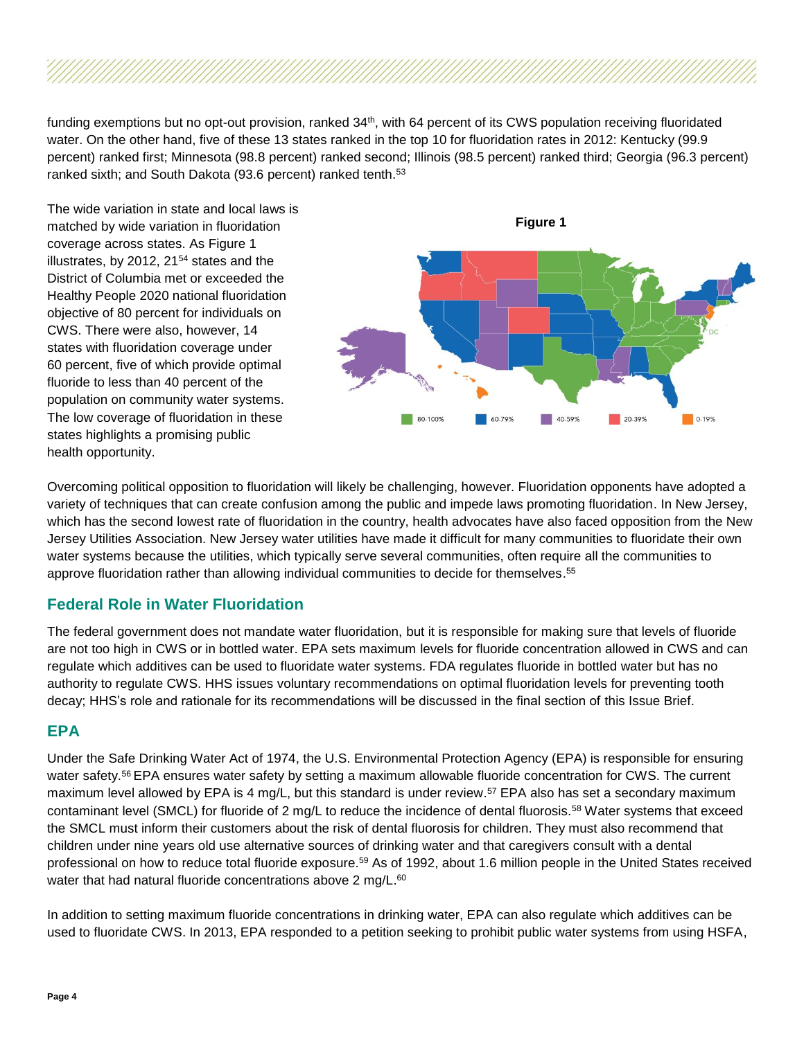funding exemptions but no opt-out provision, ranked 34th, with 64 percent of its CWS population receiving fluoridated water. On the other hand, five of these 13 states ranked in the top 10 for fluoridation rates in 2012: Kentucky (99.9 percent) ranked first; Minnesota (98.8 percent) ranked second; Illinois (98.5 percent) ranked third; Georgia (96.3 percent) ranked sixth; and South Dakota (93.6 percent) ranked tenth.[53]

The wide variation in state and local laws is matched by wide variation in fluoridation coverage across states. As Figure 1 illustrates, by 2012, 21[54] states and the District of Columbia met or exceeded the Healthy People 2020 national fluoridation objective of 80 percent for individuals on CWS. There were also, however, 14 states with fluoridation coverage under 60 percent, five of which provide optimal fluoride to less than 40 percent of the population on community water systems. The low coverage of fluoridation in these states highlights a promising public health opportunity.

**Figure 1**

80-100% | 60-79% | 40-59% | 20-39% | 0-19%

Overcoming political opposition to fluoridation will likely be challenging, however. Fluoridation opponents have adopted a variety of techniques that can create confusion among the public and impede laws promoting fluoridation. In New Jersey, which has the second lowest rate of fluoridation in the country, health advocates have also faced opposition from the New Jersey Utilities Association. New Jersey water utilities have made it difficult for many communities to fluoridate their own water systems because the utilities, which typically serve several communities, often require all the communities to approve fluoridation rather than allowing individual communities to decide for themselves.[55]

## Federal Role in Water Fluoridation

The federal government does not mandate water fluoridation, but it is responsible for making sure that levels of fluoride are not too high in CWS or in bottled water. EPA sets maximum levels for fluoride concentration allowed in CWS and can regulate which additives can be used to fluoridate water systems. FDA regulates fluoride in bottled water but has no authority to regulate CWS. HHS issues voluntary recommendations on optimal fluoridation levels for preventing tooth decay; HHS's role and rationale for its recommendations will be discussed in the final section of this Issue Brief.

## EPA

Under the Safe Drinking Water Act of 1974, the U.S. Environmental Protection Agency (EPA) is responsible for ensuring water safety.[56] EPA ensures water safety by setting a maximum allowable fluoride concentration for CWS. The current maximum level allowed by EPA is 4 mg/L, but this standard is under review.[57] EPA also has set a secondary maximum contaminant level (SMCL) for fluoride of 2 mg/L to reduce the incidence of dental fluorosis.[58] Water systems that exceed the SMCL must inform their customers about the risk of dental fluorosis for children. They must also recommend that children under nine years old use alternative sources of drinking water and that caregivers consult with a dental professional on how to reduce total fluoride exposure.[59] As of 1992, about 1.6 million people in the United States received water that had natural fluoride concentrations above 2 mg/L.[60]

In addition to setting maximum fluoride concentrations in drinking water, EPA can also regulate which additives can be used to fluoridate CWS. In 2013, EPA responded to a petition seeking to prohibit public water systems from using HSFA,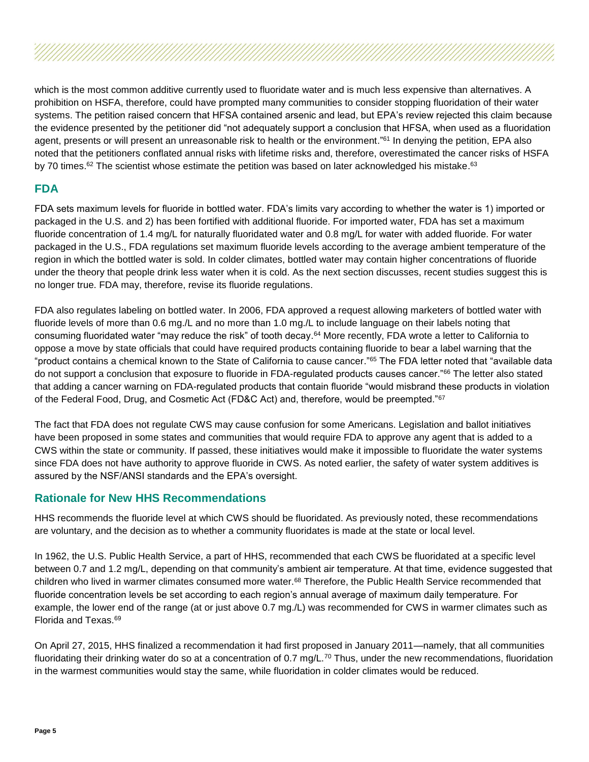which is the most common additive currently used to fluoridate water and is much less expensive than alternatives. A prohibition on HSFA, therefore, could have prompted many communities to consider stopping fluoridation of their water systems. The petition raised concern that HFSA contained arsenic and lead, but EPA's review rejected this claim because the evidence presented by the petitioner did "not adequately support a conclusion that HFSA, when used as a fluoridation agent, presents or will present an unreasonable risk to health or the environment."[61] In denying the petition, EPA also noted that the petitioners conflated annual risks with lifetime risks and, therefore, overestimated the cancer risks of HSFA by 70 times.[62] The scientist whose estimate the petition was based on later acknowledged his mistake.[63]

## FDA

FDA sets maximum levels for fluoride in bottled water. FDA's limits vary according to whether the water is 1) imported or packaged in the U.S. and 2) has been fortified with additional fluoride. For imported water, FDA has set a maximum fluoride concentration of 1.4 mg/L for naturally fluoridated water and 0.8 mg/L for water with added fluoride. For water packaged in the U.S., FDA regulations set maximum fluoride levels according to the average ambient temperature of the region in which the bottled water is sold. In colder climates, bottled water may contain higher concentrations of fluoride under the theory that people drink less water when it is cold. As the next section discusses, recent studies suggest this is no longer true. FDA may, therefore, revise its fluoride regulations.

FDA also regulates labeling on bottled water. In 2006, FDA approved a request allowing marketers of bottled water with fluoride levels of more than 0.6 mg./L and no more than 1.0 mg./L to include language on their labels noting that consuming fluoridated water "may reduce the risk" of tooth decay.[64] More recently, FDA wrote a letter to California to oppose a move by state officials that could have required products containing fluoride to bear a label warning that the "product contains a chemical known to the State of California to cause cancer."[65] The FDA letter noted that "available data do not support a conclusion that exposure to fluoride in FDA-regulated products causes cancer."[66] The letter also stated that adding a cancer warning on FDA-regulated products that contain fluoride "would misbrand these products in violation of the Federal Food, Drug, and Cosmetic Act (FD&C Act) and, therefore, would be preempted."[67]

The fact that FDA does not regulate CWS may cause confusion for some Americans. Legislation and ballot initiatives have been proposed in some states and communities that would require FDA to approve any agent that is added to a CWS within the state or community. If passed, these initiatives would make it impossible to fluoridate the water systems since FDA does not have authority to approve fluoride in CWS. As noted earlier, the safety of water system additives is assured by the NSF/ANSI standards and the EPA's oversight.

## Rationale for New HHS Recommendations

HHS recommends the fluoride level at which CWS should be fluoridated. As previously noted, these recommendations are voluntary, and the decision as to whether a community fluoridates is made at the state or local level.

In 1962, the U.S. Public Health Service, a part of HHS, recommended that each CWS be fluoridated at a specific level between 0.7 and 1.2 mg/L, depending on that community's ambient air temperature. At that time, evidence suggested that children who lived in warmer climates consumed more water.[68] Therefore, the Public Health Service recommended that fluoride concentration levels be set according to each region's annual average of maximum daily temperature. For example, the lower end of the range (at or just above 0.7 mg./L) was recommended for CWS in warmer climates such as Florida and Texas.[69]

On April 27, 2015, HHS finalized a recommendation it had first proposed in January 2011—namely, that all communities fluoridating their drinking water do so at a concentration of 0.7 mg/L.[70] Thus, under the new recommendations, fluoridation in the warmest communities would stay the same, while fluoridation in colder climates would be reduced.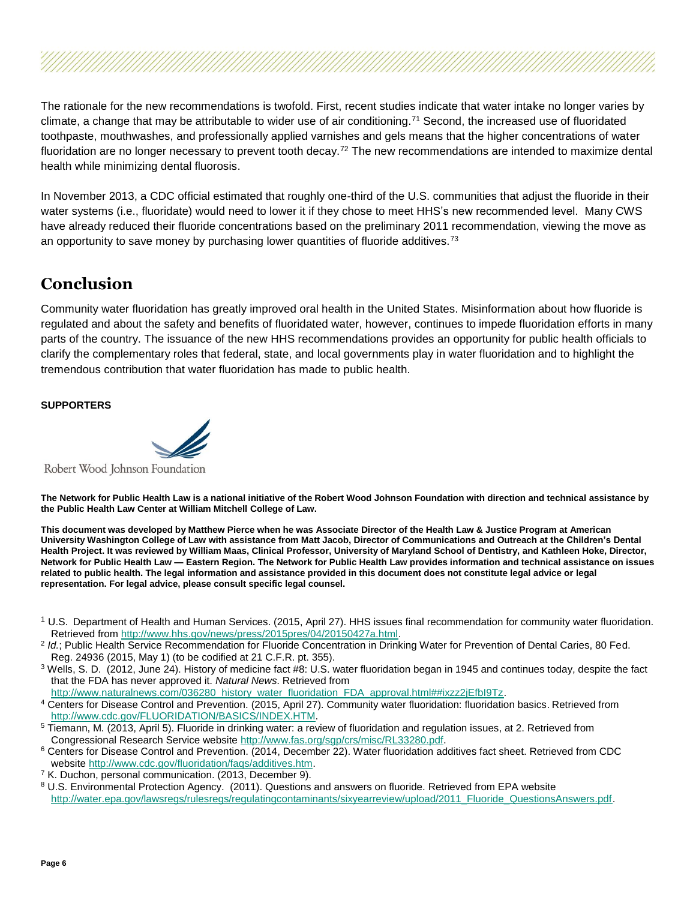The rationale for the new recommendations is twofold. First, recent studies indicate that water intake no longer varies by climate, a change that may be attributable to wider use of air conditioning.[71] Second, the increased use of fluoridated toothpaste, mouthwashes, and professionally applied varnishes and gels means that the higher concentrations of water fluoridation are no longer necessary to prevent tooth decay.[72] The new recommendations are intended to maximize dental health while minimizing dental fluorosis.

In November 2013, a CDC official estimated that roughly one-third of the U.S. communities that adjust the fluoride in their water systems (i.e., fluoridate) would need to lower it if they chose to meet HHS's new recommended level. Many CWS have already reduced their fluoride concentrations based on the preliminary 2011 recommendation, viewing the move as an opportunity to save money by purchasing lower quantities of fluoride additives.[73]

## Conclusion

Community water fluoridation has greatly improved oral health in the United States. Misinformation about how fluoride is regulated and about the safety and benefits of fluoridated water, however, continues to impede fluoridation efforts in many parts of the country. The issuance of the new HHS recommendations provides an opportunity for public health officials to clarify the complementary roles that federal, state, and local governments play in water fluoridation and to highlight the tremendous contribution that water fluoridation has made to public health.

**SUPPORTERS**

Robert Wood Johnson Foundation

**The Network for Public Health Law is a national initiative of the Robert Wood Johnson Foundation with direction and technical assistance by the Public Health Law Center at William Mitchell College of Law.**

**This document was developed by Matthew Pierce when he was Associate Director of the Health Law & Justice Program at American University Washington College of Law with assistance from Matt Jacob, Director of Communications and Outreach at the Children's Dental Health Project. It was reviewed by William Maas, Clinical Professor, University of Maryland School of Dentistry, and Kathleen Hoke, Director, Network for Public Health Law — Eastern Region. The Network for Public Health Law provides information and technical assistance on issues related to public health. The legal information and assistance provided in this document does not constitute legal advice or legal representation. For legal advice, please consult specific legal counsel.**

[1] U.S. Department of Health and Human Services. (2015, April 27). HHS issues final recommendation for community water fluoridation. Retrieved from http://www.hhs.gov/news/press/2015pres/04/20150427a.html.

[2] *Id.*; Public Health Service Recommendation for Fluoride Concentration in Drinking Water for Prevention of Dental Caries, 80 Fed. Reg. 24936 (2015, May 1) (to be codified at 21 C.F.R. pt. 355).

[3] Wells, S. D. (2012, June 24). History of medicine fact #8: U.S. water fluoridation began in 1945 and continues today, despite the fact that the FDA has never approved it. *Natural News*. Retrieved from http://www.naturalnews.com/036280_history_water_fluoridation_FDA_approval.html##ixzz2jEfbI9Tz.

[4] Centers for Disease Control and Prevention. (2015, April 27). Community water fluoridation: fluoridation basics. Retrieved from http://www.cdc.gov/FLUORIDATION/BASICS/INDEX.HTM.

[5] Tiemann, M. (2013, April 5). Fluoride in drinking water: a review of fluoridation and regulation issues, at 2. Retrieved from Congressional Research Service website http://www.fas.org/sgp/crs/misc/RL33280.pdf.

[6] Centers for Disease Control and Prevention. (2014, December 22). Water fluoridation additives fact sheet. Retrieved from CDC website http://www.cdc.gov/fluoridation/faqs/additives.htm.

[7] K. Duchon, personal communication. (2013, December 9).

[8] U.S. Environmental Protection Agency. (2011). Questions and answers on fluoride. Retrieved from EPA website http://water.epa.gov/lawsregs/rulesregs/regulatingcontaminants/sixyearreview/upload/2011_Fluoride_QuestionsAnswers.pdf.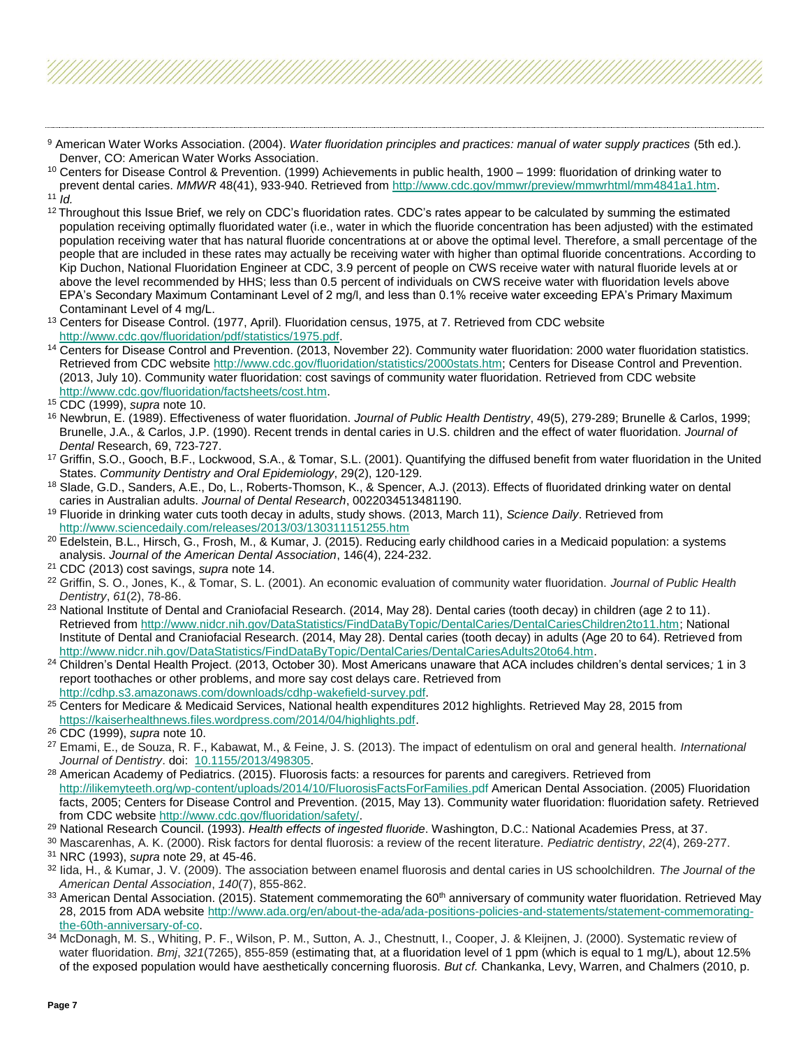[9] American Water Works Association. (2004). *Water fluoridation principles and practices: manual of water supply practices* (5th ed.). Denver, CO: American Water Works Association.

[10] Centers for Disease Control & Prevention. (1999) Achievements in public health, 1900 – 1999: fluoridation of drinking water to prevent dental caries. *MMWR* 48(41), 933-940. Retrieved from http://www.cdc.gov/mmwr/preview/mmwrhtml/mm4841a1.htm.

[11] *Id.*

[12] Throughout this Issue Brief, we rely on CDC's fluoridation rates. CDC's rates appear to be calculated by summing the estimated population receiving optimally fluoridated water (i.e., water in which the fluoride concentration has been adjusted) with the estimated population receiving water that has natural fluoride concentrations at or above the optimal level. Therefore, a small percentage of the people that are included in these rates may actually be receiving water with higher than optimal fluoride concentrations. According to Kip Duchon, National Fluoridation Engineer at CDC, 3.9 percent of people on CWS receive water with natural fluoride levels at or above the level recommended by HHS; less than 0.5 percent of individuals on CWS receive water with fluoridation levels above EPA's Secondary Maximum Contaminant Level of 2 mg/l, and less than 0.1% receive water exceeding EPA's Primary Maximum Contaminant Level of 4 mg/L.

[13] Centers for Disease Control. (1977, April). Fluoridation census, 1975, at 7. Retrieved from CDC website http://www.cdc.gov/fluoridation/pdf/statistics/1975.pdf.

[14] Centers for Disease Control and Prevention. (2013, November 22). Community water fluoridation: 2000 water fluoridation statistics. Retrieved from CDC website http://www.cdc.gov/fluoridation/statistics/2000stats.htm; Centers for Disease Control and Prevention. (2013, July 10). Community water fluoridation: cost savings of community water fluoridation. Retrieved from CDC website http://www.cdc.gov/fluoridation/factsheets/cost.htm.

[15] CDC (1999), *supra* note 10.

[16] Newbrun, E. (1989). Effectiveness of water fluoridation. *Journal of Public Health Dentistry*, 49(5), 279-289; Brunelle & Carlos, 1999; Brunelle, J.A., & Carlos, J.P. (1990). Recent trends in dental caries in U.S. children and the effect of water fluoridation. *Journal of Dental* Research, 69, 723-727.

[17] Griffin, S.O., Gooch, B.F., Lockwood, S.A., & Tomar, S.L. (2001). Quantifying the diffused benefit from water fluoridation in the United States. *Community Dentistry and Oral Epidemiology*, 29(2), 120-129.

[18] Slade, G.D., Sanders, A.E., Do, L., Roberts-Thomson, K., & Spencer, A.J. (2013). Effects of fluoridated drinking water on dental caries in Australian adults. *Journal of Dental Research*, 0022034513481190.

[19] Fluoride in drinking water cuts tooth decay in adults, study shows. (2013, March 11), *Science Daily*. Retrieved from http://www.sciencedaily.com/releases/2013/03/130311151255.htm

[20] Edelstein, B.L., Hirsch, G., Frosh, M., & Kumar, J. (2015). Reducing early childhood caries in a Medicaid population: a systems analysis. *Journal of the American Dental Association*, 146(4), 224-232.

[21] CDC (2013) cost savings, *supra* note 14.

[22] Griffin, S. O., Jones, K., & Tomar, S. L. (2001). An economic evaluation of community water fluoridation. *Journal of Public Health Dentistry*, *61*(2), 78-86.

[23] National Institute of Dental and Craniofacial Research. (2014, May 28). Dental caries (tooth decay) in children (age 2 to 11). Retrieved from http://www.nidcr.nih.gov/DataStatistics/FindDataByTopic/DentalCaries/DentalCariesChildren2to11.htm; National Institute of Dental and Craniofacial Research. (2014, May 28). Dental caries (tooth decay) in adults (Age 20 to 64). Retrieved from http://www.nidcr.nih.gov/DataStatistics/FindDataByTopic/DentalCaries/DentalCariesAdults20to64.htm.

[24] Children's Dental Health Project. (2013, October 30). Most Americans unaware that ACA includes children's dental services*;* 1 in 3 report toothaches or other problems, and more say cost delays care. Retrieved from http://cdhp.s3.amazonaws.com/downloads/cdhp-wakefield-survey.pdf.

[25] Centers for Medicare & Medicaid Services, National health expenditures 2012 highlights. Retrieved May 28, 2015 from https://kaiserhealthnews.files.wordpress.com/2014/04/highlights.pdf.

[26] CDC (1999), *supra* note 10.

[27] Emami, E., de Souza, R. F., Kabawat, M., & Feine, J. S. (2013). The impact of edentulism on oral and general health. *International Journal of Dentistry*. doi: 10.1155/2013/498305.

[28] American Academy of Pediatrics. (2015). Fluorosis facts: a resources for parents and caregivers. Retrieved from http://ilikemyteeth.org/wp-content/uploads/2014/10/FluorosisFactsForFamilies.pdf American Dental Association. (2005) Fluoridation facts, 2005; Centers for Disease Control and Prevention. (2015, May 13). Community water fluoridation: fluoridation safety. Retrieved from CDC website http://www.cdc.gov/fluoridation/safety/.

[29] National Research Council. (1993). *Health effects of ingested fluoride*. Washington, D.C.: National Academies Press, at 37.

[30] Mascarenhas, A. K. (2000). Risk factors for dental fluorosis: a review of the recent literature. *Pediatric dentistry*, *22*(4), 269-277.

[31] NRC (1993), *supra* note 29, at 45-46.

[32] Iida, H., & Kumar, J. V. (2009). The association between enamel fluorosis and dental caries in US schoolchildren. *The Journal of the American Dental Association*, *140*(7), 855-862.

[33] American Dental Association. (2015). Statement commemorating the 60th anniversary of community water fluoridation. Retrieved May 28, 2015 from ADA website http://www.ada.org/en/about-the-ada/ada-positions-policies-and-statements/statement-commemorating-the-60th-anniversary-of-co.

[34] McDonagh, M. S., Whiting, P. F., Wilson, P. M., Sutton, A. J., Chestnutt, I., Cooper, J. & Kleijnen, J. (2000). Systematic review of water fluoridation. *Bmj*, *321*(7265), 855-859 (estimating that, at a fluoridation level of 1 ppm (which is equal to 1 mg/L), about 12.5% of the exposed population would have aesthetically concerning fluorosis. *But cf.* Chankanka, Levy, Warren, and Chalmers (2010, p.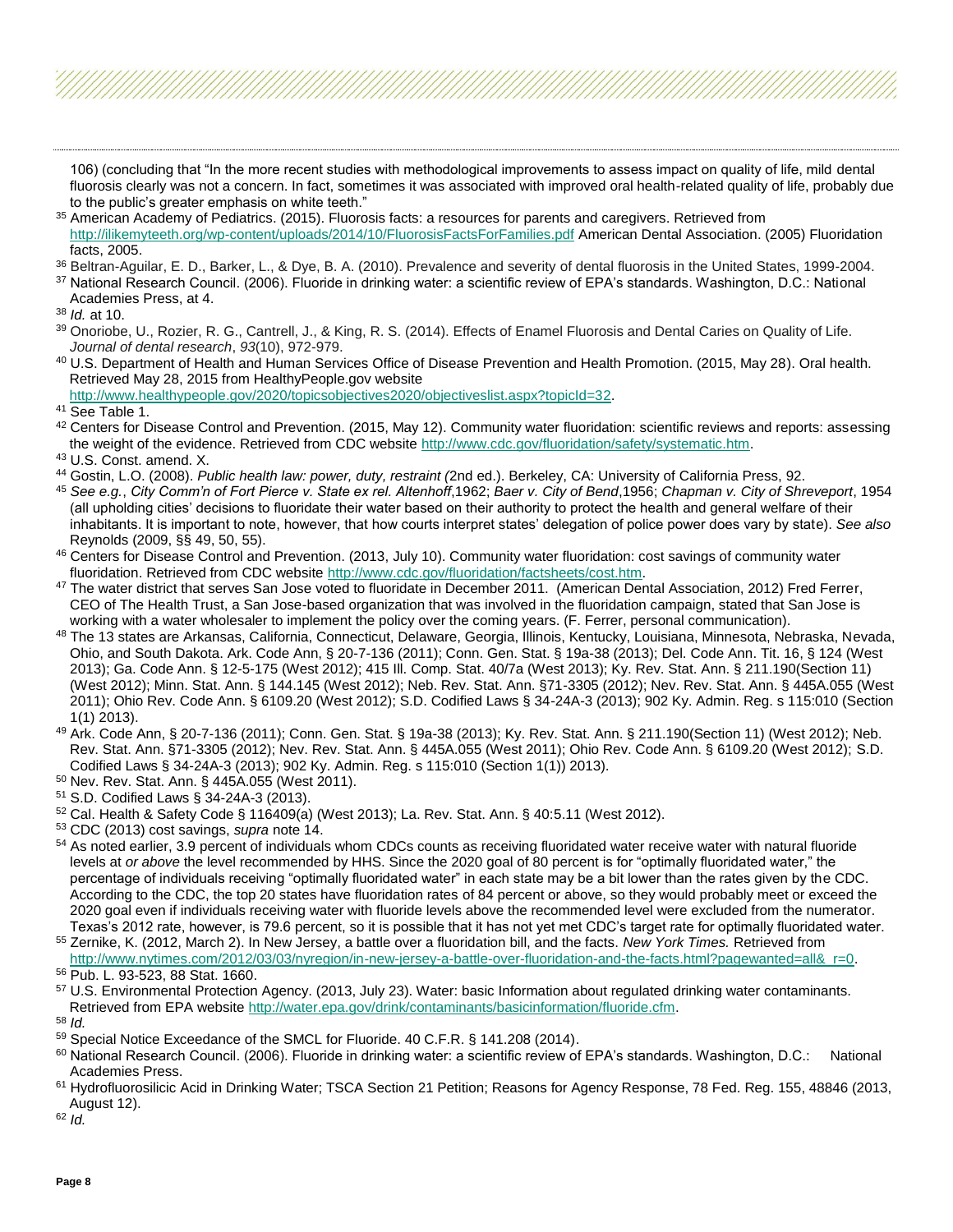106) (concluding that "In the more recent studies with methodological improvements to assess impact on quality of life, mild dental fluorosis clearly was not a concern. In fact, sometimes it was associated with improved oral health-related quality of life, probably due to the public's greater emphasis on white teeth."

[35] American Academy of Pediatrics. (2015). Fluorosis facts: a resources for parents and caregivers. Retrieved from http://ilikemyteeth.org/wp-content/uploads/2014/10/FluorosisFactsForFamilies.pdf American Dental Association. (2005) Fluoridation facts, 2005.

[36] Beltran-Aguilar, E. D., Barker, L., & Dye, B. A. (2010). Prevalence and severity of dental fluorosis in the United States, 1999-2004.

[37] National Research Council. (2006). Fluoride in drinking water: a scientific review of EPA's standards. Washington, D.C.: National Academies Press, at 4.

[38] *Id.* at 10.

[39] Onoriobe, U., Rozier, R. G., Cantrell, J., & King, R. S. (2014). Effects of Enamel Fluorosis and Dental Caries on Quality of Life. *Journal of dental research*, *93*(10), 972-979.

[40] U.S. Department of Health and Human Services Office of Disease Prevention and Health Promotion. (2015, May 28). Oral health. Retrieved May 28, 2015 from HealthyPeople.gov website http://www.healthypeople.gov/2020/topicsobjectives2020/objectiveslist.aspx?topicId=32.

[41] See Table 1.

[42] Centers for Disease Control and Prevention. (2015, May 12). Community water fluoridation: scientific reviews and reports: assessing the weight of the evidence. Retrieved from CDC website http://www.cdc.gov/fluoridation/safety/systematic.htm.

[43] U.S. Const. amend. X.

[44] Gostin, L.O. (2008). *Public health law: power, duty, restraint (*2nd ed.). Berkeley, CA: University of California Press, 92.

[45] *See e.g.*, *City Comm'n of Fort Pierce v. State ex rel. Altenhoff*,1962; *Baer v. City of Bend*,1956; *Chapman v. City of Shreveport*, 1954 (all upholding cities' decisions to fluoridate their water based on their authority to protect the health and general welfare of their inhabitants. It is important to note, however, that how courts interpret states' delegation of police power does vary by state). *See also* Reynolds (2009, §§ 49, 50, 55).

[46] Centers for Disease Control and Prevention. (2013, July 10). Community water fluoridation: cost savings of community water fluoridation. Retrieved from CDC website http://www.cdc.gov/fluoridation/factsheets/cost.htm.

[47] The water district that serves San Jose voted to fluoridate in December 2011. (American Dental Association, 2012) Fred Ferrer, CEO of The Health Trust, a San Jose-based organization that was involved in the fluoridation campaign, stated that San Jose is working with a water wholesaler to implement the policy over the coming years. (F. Ferrer, personal communication).

[48] The 13 states are Arkansas, California, Connecticut, Delaware, Georgia, Illinois, Kentucky, Louisiana, Minnesota, Nebraska, Nevada, Ohio, and South Dakota. Ark. Code Ann, § 20-7-136 (2011); Conn. Gen. Stat. § 19a-38 (2013); Del. Code Ann. Tit. 16, § 124 (West 2013); Ga. Code Ann. § 12-5-175 (West 2012); 415 Ill. Comp. Stat. 40/7a (West 2013); Ky. Rev. Stat. Ann. § 211.190(Section 11) (West 2012); Minn. Stat. Ann. § 144.145 (West 2012); Neb. Rev. Stat. Ann. §71-3305 (2012); Nev. Rev. Stat. Ann. § 445A.055 (West 2011); Ohio Rev. Code Ann. § 6109.20 (West 2012); S.D. Codified Laws § 34-24A-3 (2013); 902 Ky. Admin. Reg. s 115:010 (Section 1(1) 2013).

[49] Ark. Code Ann, § 20-7-136 (2011); Conn. Gen. Stat. § 19a-38 (2013); Ky. Rev. Stat. Ann. § 211.190(Section 11) (West 2012); Neb. Rev. Stat. Ann. §71-3305 (2012); Nev. Rev. Stat. Ann. § 445A.055 (West 2011); Ohio Rev. Code Ann. § 6109.20 (West 2012); S.D. Codified Laws § 34-24A-3 (2013); 902 Ky. Admin. Reg. s 115:010 (Section 1(1)) 2013).

[50] Nev. Rev. Stat. Ann. § 445A.055 (West 2011).

[51] S.D. Codified Laws § 34-24A-3 (2013).

[52] Cal. Health & Safety Code § 116409(a) (West 2013); La. Rev. Stat. Ann. § 40:5.11 (West 2012).

[53] CDC (2013) cost savings, *supra* note 14.

[54] As noted earlier, 3.9 percent of individuals whom CDCs counts as receiving fluoridated water receive water with natural fluoride levels at *or above* the level recommended by HHS. Since the 2020 goal of 80 percent is for "optimally fluoridated water," the percentage of individuals receiving "optimally fluoridated water" in each state may be a bit lower than the rates given by the CDC. According to the CDC, the top 20 states have fluoridation rates of 84 percent or above, so they would probably meet or exceed the 2020 goal even if individuals receiving water with fluoride levels above the recommended level were excluded from the numerator. Texas's 2012 rate, however, is 79.6 percent, so it is possible that it has not yet met CDC's target rate for optimally fluoridated water.

[55] Zernike, K. (2012, March 2). In New Jersey, a battle over a fluoridation bill, and the facts. *New York Times.* Retrieved from http://www.nytimes.com/2012/03/03/nyregion/in-new-jersey-a-battle-over-fluoridation-and-the-facts.html?pagewanted=all&_r=0.

[56] Pub. L. 93-523, 88 Stat. 1660.

[57] U.S. Environmental Protection Agency. (2013, July 23). Water: basic Information about regulated drinking water contaminants. Retrieved from EPA website http://water.epa.gov/drink/contaminants/basicinformation/fluoride.cfm.

[58] *Id.*

[59] Special Notice Exceedance of the SMCL for Fluoride. 40 C.F.R. § 141.208 (2014).

[60] National Research Council. (2006). Fluoride in drinking water: a scientific review of EPA's standards. Washington, D.C.: National Academies Press.

[61] Hydrofluorosilicic Acid in Drinking Water; TSCA Section 21 Petition; Reasons for Agency Response, 78 Fed. Reg. 155, 48846 (2013, August 12).

[62] *Id.*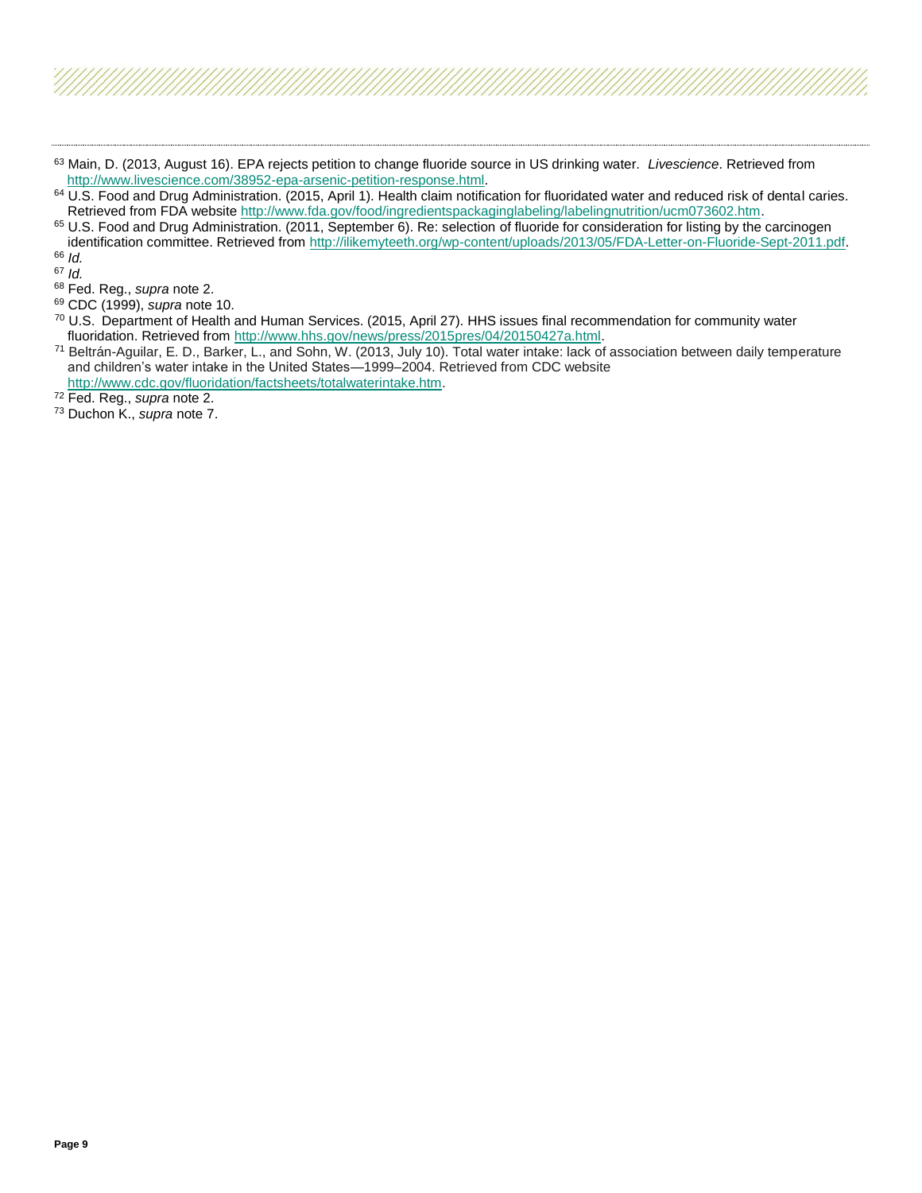[63] Main, D. (2013, August 16). EPA rejects petition to change fluoride source in US drinking water. *Livescience*. Retrieved from http://www.livescience.com/38952-epa-arsenic-petition-response.html.

[64] U.S. Food and Drug Administration. (2015, April 1). Health claim notification for fluoridated water and reduced risk of dental caries. Retrieved from FDA website http://www.fda.gov/food/ingredientspackaginglabeling/labelingnutrition/ucm073602.htm.

[65] U.S. Food and Drug Administration. (2011, September 6). Re: selection of fluoride for consideration for listing by the carcinogen identification committee. Retrieved from http://ilikemyteeth.org/wp-content/uploads/2013/05/FDA-Letter-on-Fluoride-Sept-2011.pdf.

[66] *Id.*

[67] *Id.*

[68] Fed. Reg., *supra* note 2.

[69] CDC (1999), *supra* note 10.

[70] U.S. Department of Health and Human Services. (2015, April 27). HHS issues final recommendation for community water fluoridation. Retrieved from http://www.hhs.gov/news/press/2015pres/04/20150427a.html.

[71] Beltrán-Aguilar, E. D., Barker, L., and Sohn, W. (2013, July 10). Total water intake: lack of association between daily temperature and children's water intake in the United States—1999–2004. Retrieved from CDC website http://www.cdc.gov/fluoridation/factsheets/totalwaterintake.htm.

[72] Fed. Reg., *supra* note 2.

[73] Duchon K., *supra* note 7.